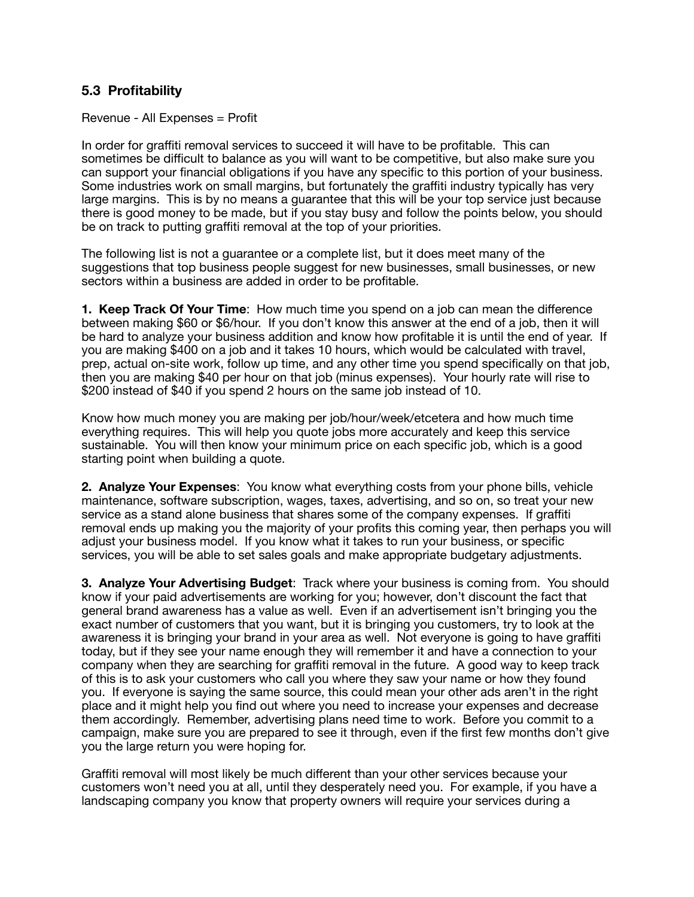## 5.3 Profitability

Revenue - All Expenses = Profit

In order for graffiti removal services to succeed it will have to be profitable. This can sometimes be difficult to balance as you will want to be competitive, but also make sure you can support your financial obligations if you have any specific to this portion of your business. Some industries work on small margins, but fortunately the graffiti industry typically has very large margins. This is by no means a guarantee that this will be your top service just because there is good money to be made, but if you stay busy and follow the points below, you should be on track to putting graffiti removal at the top of your priorities.

The following list is not a guarantee or a complete list, but it does meet many of the suggestions that top business people suggest for new businesses, small businesses, or new sectors within a business are added in order to be profitable.

**1. Keep Track Of Your Time**: How much time you spend on a job can mean the difference between making $60 or $6/hour. If you don't know this answer at the end of a job, then it will be hard to analyze your business addition and know how profitable it is until the end of year. If you are making $400 on a job and it takes 10 hours, which would be calculated with travel, prep, actual on-site work, follow up time, and any other time you spend specifically on that job, then you are making $40 per hour on that job (minus expenses). Your hourly rate will rise to $200 instead of $40 if you spend 2 hours on the same job instead of 10.

Know how much money you are making per job/hour/week/etcetera and how much time everything requires. This will help you quote jobs more accurately and keep this service sustainable. You will then know your minimum price on each specific job, which is a good starting point when building a quote.

**2. Analyze Your Expenses**: You know what everything costs from your phone bills, vehicle maintenance, software subscription, wages, taxes, advertising, and so on, so treat your new service as a stand alone business that shares some of the company expenses. If graffiti removal ends up making you the majority of your profits this coming year, then perhaps you will adjust your business model. If you know what it takes to run your business, or specific services, you will be able to set sales goals and make appropriate budgetary adjustments.

**3. Analyze Your Advertising Budget**: Track where your business is coming from. You should know if your paid advertisements are working for you; however, don't discount the fact that general brand awareness has a value as well. Even if an advertisement isn't bringing you the exact number of customers that you want, but it is bringing you customers, try to look at the awareness it is bringing your brand in your area as well. Not everyone is going to have graffiti today, but if they see your name enough they will remember it and have a connection to your company when they are searching for graffiti removal in the future. A good way to keep track of this is to ask your customers who call you where they saw your name or how they found you. If everyone is saying the same source, this could mean your other ads aren't in the right place and it might help you find out where you need to increase your expenses and decrease them accordingly. Remember, advertising plans need time to work. Before you commit to a campaign, make sure you are prepared to see it through, even if the first few months don't give you the large return you were hoping for.

Graffiti removal will most likely be much different than your other services because your customers won't need you at all, until they desperately need you. For example, if you have a landscaping company you know that property owners will require your services during a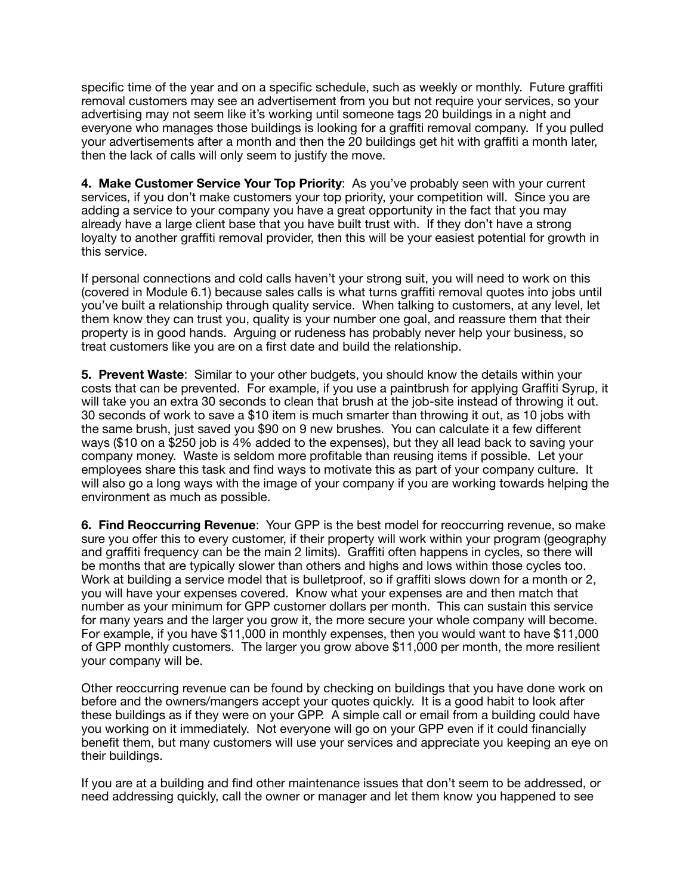specific time of the year and on a specific schedule, such as weekly or monthly. Future graffiti removal customers may see an advertisement from you but not require your services, so your advertising may not seem like it's working until someone tags 20 buildings in a night and everyone who manages those buildings is looking for a graffiti removal company. If you pulled your advertisements after a month and then the 20 buildings get hit with graffiti a month later, then the lack of calls will only seem to justify the move.

**4. Make Customer Service Your Top Priority**: As you've probably seen with your current services, if you don't make customers your top priority, your competition will. Since you are adding a service to your company you have a great opportunity in the fact that you may already have a large client base that you have built trust with. If they don't have a strong loyalty to another graffiti removal provider, then this will be your easiest potential for growth in this service.

If personal connections and cold calls haven't your strong suit, you will need to work on this (covered in Module 6.1) because sales calls is what turns graffiti removal quotes into jobs until you've built a relationship through quality service. When talking to customers, at any level, let them know they can trust you, quality is your number one goal, and reassure them that their property is in good hands. Arguing or rudeness has probably never help your business, so treat customers like you are on a first date and build the relationship.

**5. Prevent Waste**: Similar to your other budgets, you should know the details within your costs that can be prevented. For example, if you use a paintbrush for applying Graffiti Syrup, it will take you an extra 30 seconds to clean that brush at the job-site instead of throwing it out. 30 seconds of work to save a $10 item is much smarter than throwing it out, as 10 jobs with the same brush, just saved you $90 on 9 new brushes. You can calculate it a few different ways ($10 on a $250 job is 4% added to the expenses), but they all lead back to saving your company money. Waste is seldom more profitable than reusing items if possible. Let your employees share this task and find ways to motivate this as part of your company culture. It will also go a long ways with the image of your company if you are working towards helping the environment as much as possible.

**6. Find Reoccurring Revenue**: Your GPP is the best model for reoccurring revenue, so make sure you offer this to every customer, if their property will work within your program (geography and graffiti frequency can be the main 2 limits). Graffiti often happens in cycles, so there will be months that are typically slower than others and highs and lows within those cycles too. Work at building a service model that is bulletproof, so if graffiti slows down for a month or 2, you will have your expenses covered. Know what your expenses are and then match that number as your minimum for GPP customer dollars per month. This can sustain this service for many years and the larger you grow it, the more secure your whole company will become. For example, if you have $11,000 in monthly expenses, then you would want to have $11,000 of GPP monthly customers. The larger you grow above $11,000 per month, the more resilient your company will be.

Other reoccurring revenue can be found by checking on buildings that you have done work on before and the owners/mangers accept your quotes quickly. It is a good habit to look after these buildings as if they were on your GPP. A simple call or email from a building could have you working on it immediately. Not everyone will go on your GPP even if it could financially benefit them, but many customers will use your services and appreciate you keeping an eye on their buildings.

If you are at a building and find other maintenance issues that don't seem to be addressed, or need addressing quickly, call the owner or manager and let them know you happened to see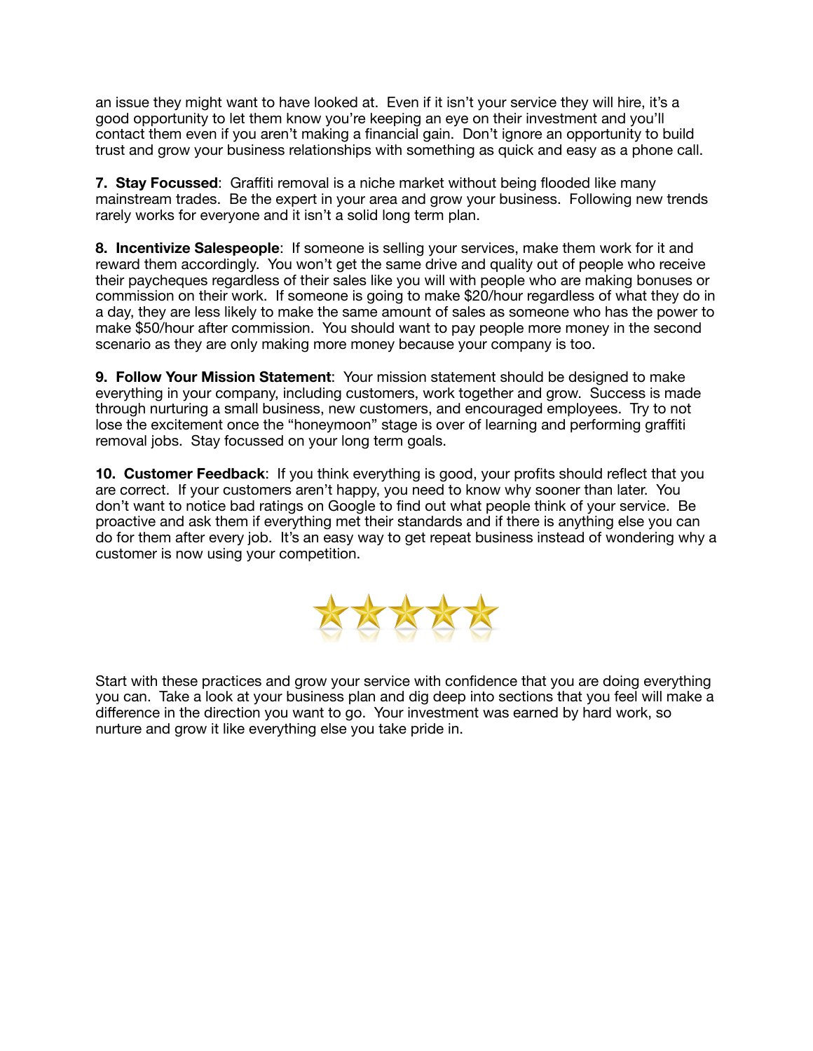an issue they might want to have looked at. Even if it isn't your service they will hire, it's a good opportunity to let them know you're keeping an eye on their investment and you'll contact them even if you aren't making a financial gain. Don't ignore an opportunity to build trust and grow your business relationships with something as quick and easy as a phone call.

**7. Stay Focussed**: Graffiti removal is a niche market without being flooded like many mainstream trades. Be the expert in your area and grow your business. Following new trends rarely works for everyone and it isn't a solid long term plan.

**8. Incentivize Salespeople**: If someone is selling your services, make them work for it and reward them accordingly. You won't get the same drive and quality out of people who receive their paycheques regardless of their sales like you will with people who are making bonuses or commission on their work. If someone is going to make $20/hour regardless of what they do in a day, they are less likely to make the same amount of sales as someone who has the power to make $50/hour after commission. You should want to pay people more money in the second scenario as they are only making more money because your company is too.

**9. Follow Your Mission Statement**: Your mission statement should be designed to make everything in your company, including customers, work together and grow. Success is made through nurturing a small business, new customers, and encouraged employees. Try to not lose the excitement once the "honeymoon" stage is over of learning and performing graffiti removal jobs. Stay focussed on your long term goals.

**10. Customer Feedback**: If you think everything is good, your profits should reflect that you are correct. If your customers aren't happy, you need to know why sooner than later. You don't want to notice bad ratings on Google to find out what people think of your service. Be proactive and ask them if everything met their standards and if there is anything else you can do for them after every job. It's an easy way to get repeat business instead of wondering why a customer is now using your competition.

Start with these practices and grow your service with confidence that you are doing everything you can. Take a look at your business plan and dig deep into sections that you feel will make a difference in the direction you want to go. Your investment was earned by hard work, so nurture and grow it like everything else you take pride in.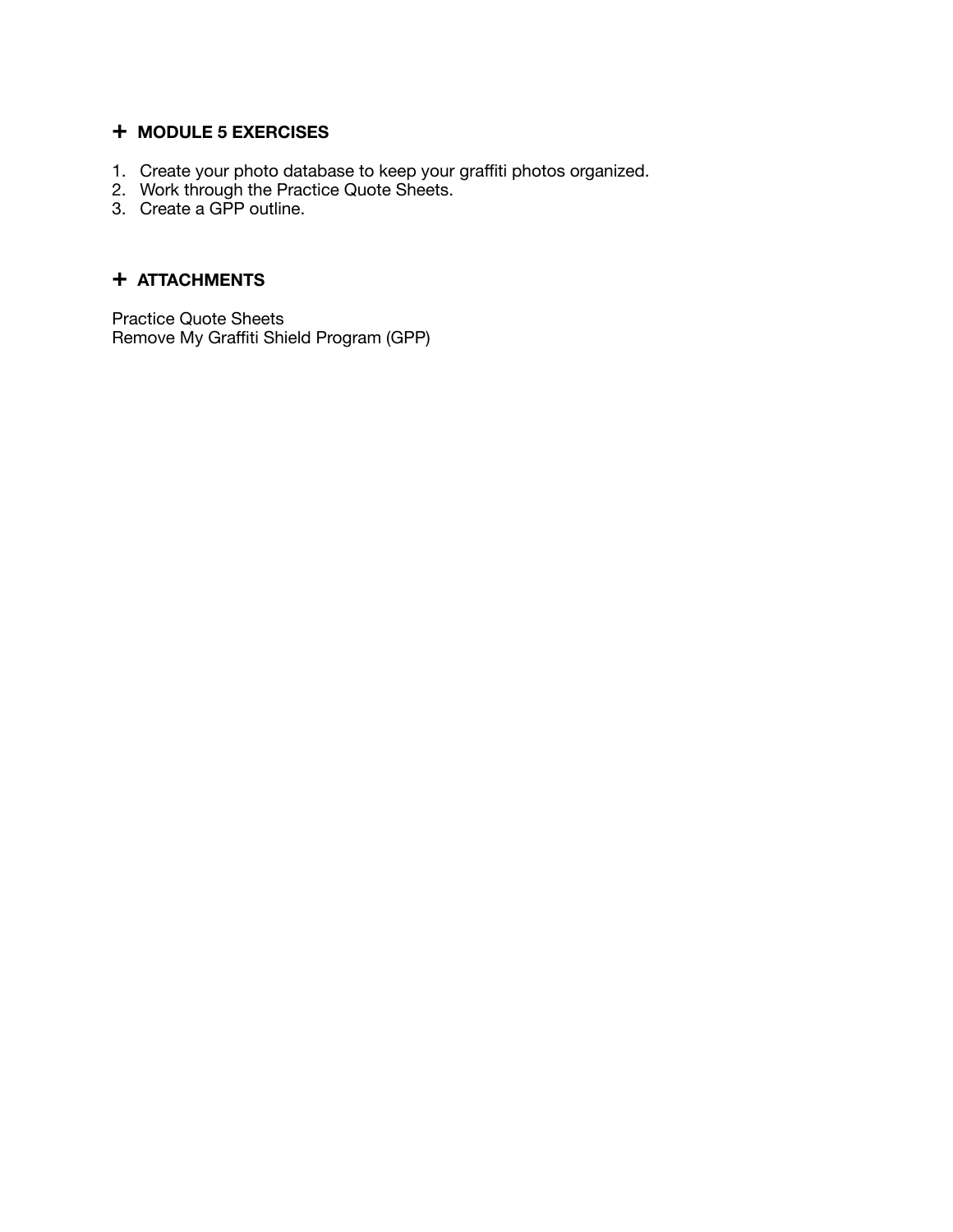## + MODULE 5 EXERCISES

1. Create your photo database to keep your graffiti photos organized.
2. Work through the Practice Quote Sheets.
3. Create a GPP outline.

## + ATTACHMENTS

Practice Quote Sheets
Remove My Graffiti Shield Program (GPP)